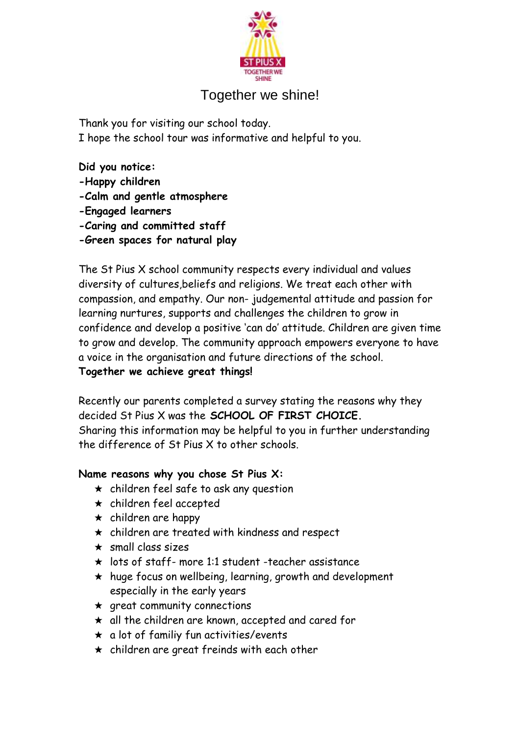# Together we shine!

Thank you for visiting our school today.
I hope the school tour was informative and helpful to you.

**Did you notice:**
**-Happy children**
**-Calm and gentle atmosphere**
**-Engaged learners**
**-Caring and committed staff**
**-Green spaces for natural play**

The St Pius X school community respects every individual and values diversity of cultures,beliefs and religions. We treat each other with compassion, and empathy. Our non- judgemental attitude and passion for learning nurtures, supports and challenges the children to grow in confidence and develop a positive 'can do' attitude. Children are given time to grow and develop. The community approach empowers everyone to have a voice in the organisation and future directions of the school.
**Together we achieve great things!**

Recently our parents completed a survey stating the reasons why they decided St Pius X was the **SCHOOL OF FIRST CHOICE.**
Sharing this information may be helpful to you in further understanding the difference of St Pius X to other schools.

**Name reasons why you chose St Pius X:**

- children feel safe to ask any question
- children feel accepted
- children are happy
- children are treated with kindness and respect
- small class sizes
- lots of staff- more 1:1 student -teacher assistance
- huge focus on wellbeing, learning, growth and development especially in the early years
- great community connections
- all the children are known, accepted and cared for
- a lot of familiy fun activities/events
- children are great freinds with each other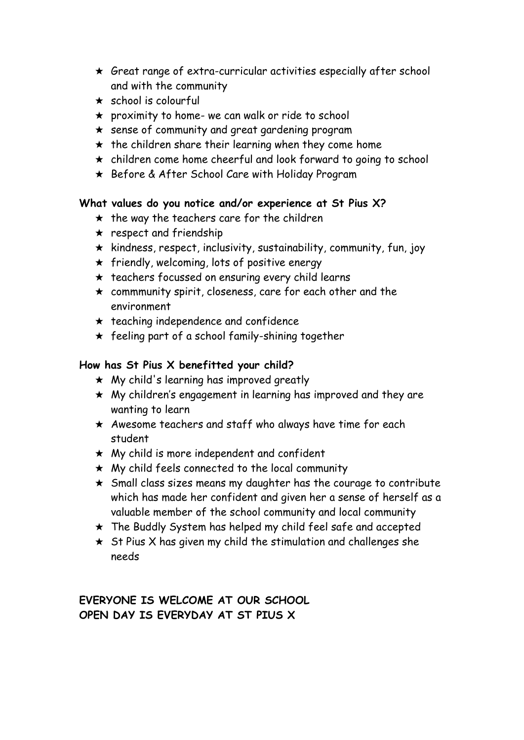- Great range of extra-curricular activities especially after school and with the community
- school is colourful
- proximity to home- we can walk or ride to school
- sense of community and great gardening program
- the children share their learning when they come home
- children come home cheerful and look forward to going to school
- Before & After School Care with Holiday Program

**What values do you notice and/or experience at St Pius X?**

- the way the teachers care for the children
- respect and friendship
- kindness, respect, inclusivity, sustainability, community, fun, joy
- friendly, welcoming, lots of positive energy
- teachers focussed on ensuring every child learns
- commmunity spirit, closeness, care for each other and the environment
- teaching independence and confidence
- feeling part of a school family-shining together

**How has St Pius X benefitted your child?**

- My child's learning has improved greatly
- My children's engagement in learning has improved and they are wanting to learn
- Awesome teachers and staff who always have time for each student
- My child is more independent and confident
- My child feels connected to the local community
- Small class sizes means my daughter has the courage to contribute which has made her confident and given her a sense of herself as a valuable member of the school community and local community
- The Buddly System has helped my child feel safe and accepted
- St Pius X has given my child the stimulation and challenges she needs

**EVERYONE IS WELCOME AT OUR SCHOOL**
**OPEN DAY IS EVERYDAY AT ST PIUS X**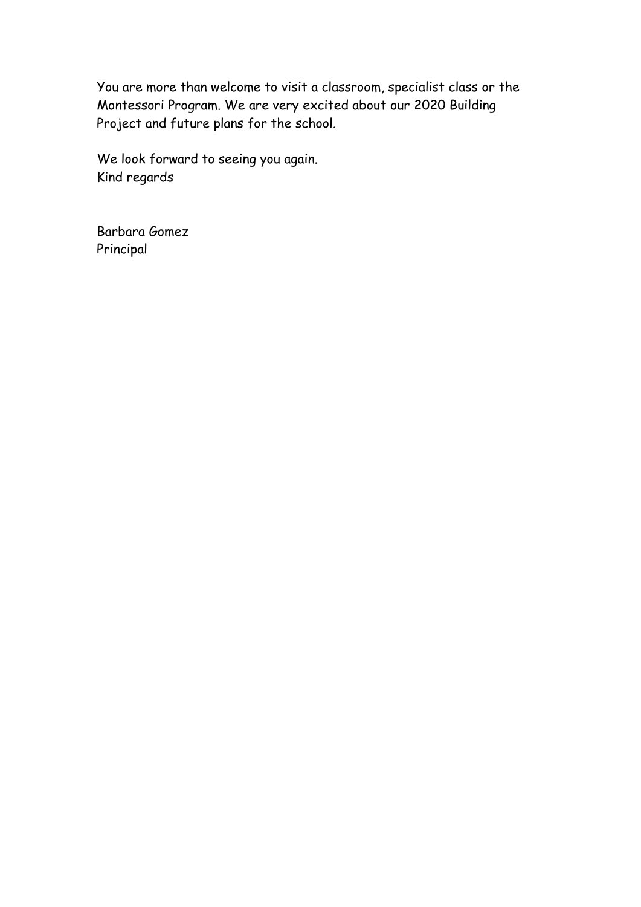You are more than welcome to visit a classroom, specialist class or the Montessori Program. We are very excited about our 2020 Building Project and future plans for the school.

We look forward to seeing you again.
Kind regards

Barbara Gomez
Principal